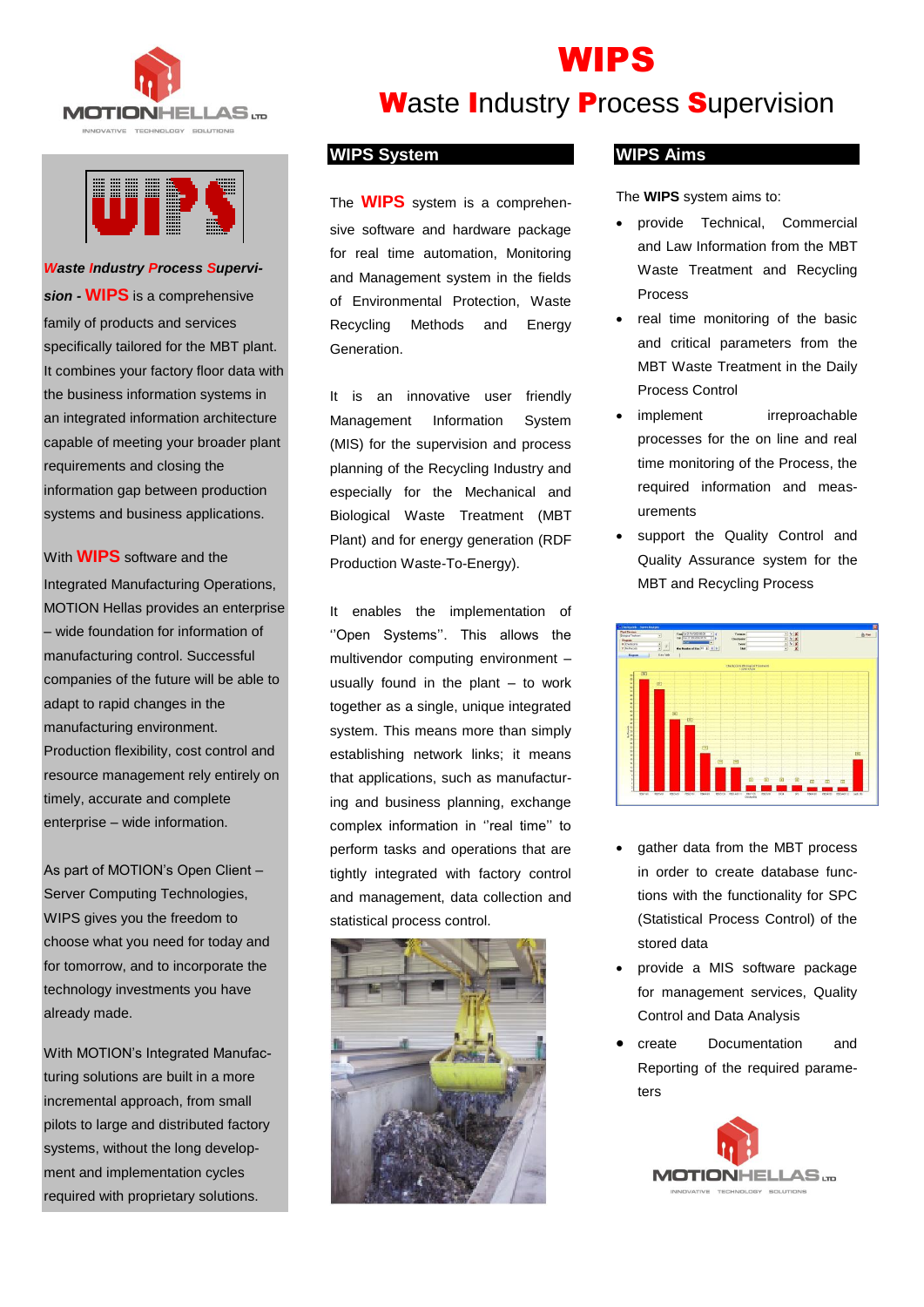# WIPS

## Waste Industry Process Supervision

***Waste Industry Process Supervision* - WIPS** is a comprehensive family of products and services specifically tailored for the MBT plant. It combines your factory floor data with the business information systems in an integrated information architecture capable of meeting your broader plant requirements and closing the information gap between production systems and business applications.

With **WIPS** software and the Integrated Manufacturing Operations, MOTION Hellas provides an enterprise – wide foundation for information of manufacturing control. Successful companies of the future will be able to adapt to rapid changes in the manufacturing environment. Production flexibility, cost control and resource management rely entirely on timely, accurate and complete enterprise – wide information.

As part of MOTION's Open Client – Server Computing Technologies, WIPS gives you the freedom to choose what you need for today and for tomorrow, and to incorporate the technology investments you have already made.

With MOTION's Integrated Manufacturing solutions are built in a more incremental approach, from small pilots to large and distributed factory systems, without the long development and implementation cycles required with proprietary solutions.

## WIPS System

The **WIPS** system is a comprehensive software and hardware package for real time automation, Monitoring and Management system in the fields of Environmental Protection, Waste Recycling Methods and Energy Generation.

It is an innovative user friendly Management Information System (MIS) for the supervision and process planning of the Recycling Industry and especially for the Mechanical and Biological Waste Treatment (MBT Plant) and for energy generation (RDF Production Waste-To-Energy).

It enables the implementation of ''Open Systems''. This allows the multivendor computing environment – usually found in the plant – to work together as a single, unique integrated system. This means more than simply establishing network links; it means that applications, such as manufacturing and business planning, exchange complex information in ''real time'' to perform tasks and operations that are tightly integrated with factory control and management, data collection and statistical process control.

## WIPS Aims

The **WIPS** system aims to:

- provide Technical, Commercial and Law Information from the MBT Waste Treatment and Recycling Process
- real time monitoring of the basic and critical parameters from the MBT Waste Treatment in the Daily Process Control
- implement irreproachable processes for the on line and real time monitoring of the Process, the required information and measurements
- support the Quality Control and Quality Assurance system for the MBT and Recycling Process
- gather data from the MBT process in order to create database functions with the functionality for SPC (Statistical Process Control) of the stored data
- provide a MIS software package for management services, Quality Control and Data Analysis
- create Documentation and Reporting of the required parameters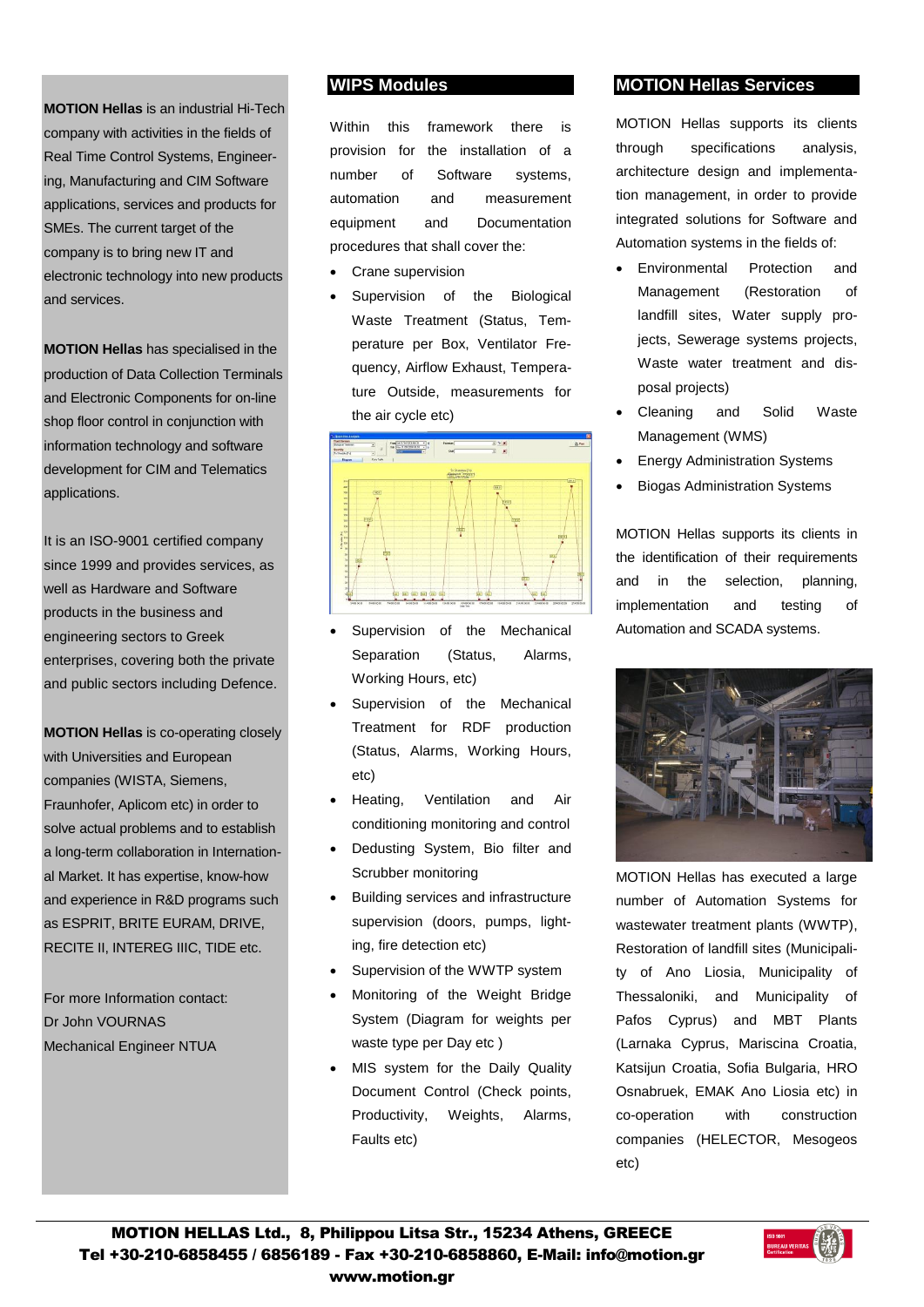**MOTION Hellas** is an industrial Hi-Tech company with activities in the fields of Real Time Control Systems, Engineering, Manufacturing and CIM Software applications, services and products for SMEs. The current target of the company is to bring new IT and electronic technology into new products and services.

**MOTION Hellas** has specialised in the production of Data Collection Terminals and Electronic Components for on-line shop floor control in conjunction with information technology and software development for CIM and Telematics applications.

It is an ISO-9001 certified company since 1999 and provides services, as well as Hardware and Software products in the business and engineering sectors to Greek enterprises, covering both the private and public sectors including Defence.

**MOTION Hellas** is co-operating closely with Universities and European companies (WISTA, Siemens, Fraunhofer, Aplicom etc) in order to solve actual problems and to establish a long-term collaboration in International Market. It has expertise, know-how and experience in R&D programs such as ESPRIT, BRITE EURAM, DRIVE, RECITE II, INTEREG IIIC, TIDE etc.

For more Information contact:
Dr John VOURNAS
Mechanical Engineer NTUA

## WIPS Modules

Within this framework there is provision for the installation of a number of Software systems, automation and measurement equipment and Documentation procedures that shall cover the:

- Crane supervision
- Supervision of the Biological Waste Treatment (Status, Temperature per Box, Ventilator Frequency, Airflow Exhaust, Temperature Outside, measurements for the air cycle etc)
- Supervision of the Mechanical Separation (Status, Alarms, Working Hours, etc)
- Supervision of the Mechanical Treatment for RDF production (Status, Alarms, Working Hours, etc)
- Heating, Ventilation and Air conditioning monitoring and control
- Dedusting System, Bio filter and Scrubber monitoring
- Building services and infrastructure supervision (doors, pumps, lighting, fire detection etc)
- Supervision of the WWTP system
- Monitoring of the Weight Bridge System (Diagram for weights per waste type per Day etc )
- MIS system for the Daily Quality Document Control (Check points, Productivity, Weights, Alarms, Faults etc)

## MOTION Hellas Services

MOTION Hellas supports its clients through specifications analysis, architecture design and implementation management, in order to provide integrated solutions for Software and Automation systems in the fields of:

- Environmental Protection and Management (Restoration of landfill sites, Water supply projects, Sewerage systems projects, Waste water treatment and disposal projects)
- Cleaning and Solid Waste Management (WMS)
- Energy Administration Systems
- Biogas Administration Systems

MOTION Hellas supports its clients in the identification of their requirements and in the selection, planning, implementation and testing of Automation and SCADA systems.

MOTION Hellas has executed a large number of Automation Systems for wastewater treatment plants (WWTP), Restoration of landfill sites (Municipality of Ano Liosia, Municipality of Thessaloniki, and Municipality of Pafos Cyprus) and MBT Plants (Larnaka Cyprus, Mariscina Croatia, Katsijun Croatia, Sofia Bulgaria, HRO Osnabruek, EMAK Ano Liosia etc) in co-operation with construction companies (HELECTOR, Mesogeos etc)

**MOTION HELLAS Ltd., 8, Philippou Litsa Str., 15234 Athens, GREECE**
**Tel +30-210-6858455 / 6856189 - Fax +30-210-6858860, E-Mail: info@motion.gr**
**www.motion.gr**